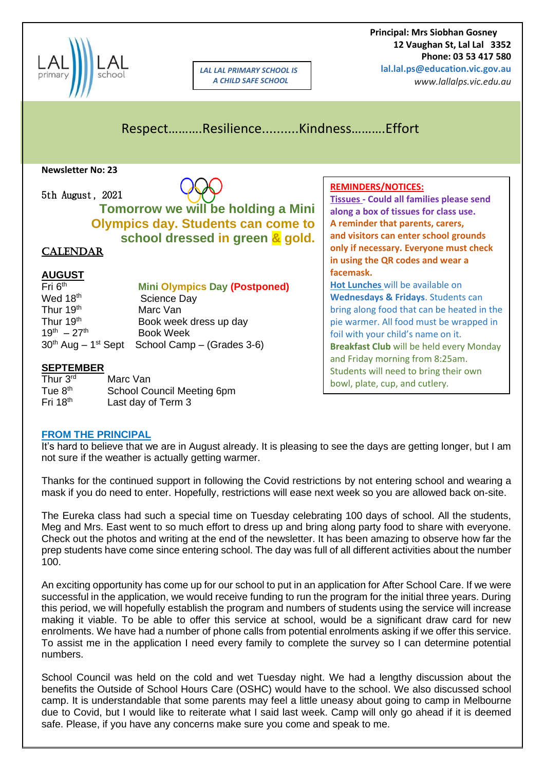LAL LAL primary school

*LAL LAL PRIMARY SCHOOL IS A CHILD SAFE SCHOOL*

**Principal: Mrs Siobhan Gosney**
**12 Vaughan St, Lal Lal 3352**
**Phone: 03 53 417 580**
**lal.lal.ps@education.vic.gov.au**
*www.lallalps.vic.edu.au*

## Respect……….Resilience..........Kindness……….Effort

**Newsletter No: 23**

5th August, 2021

**Tomorrow we will be holding a Mini Olympics day. Students can come to school dressed in green & gold.**

## CALENDAR

### AUGUST

| | |
|---|---|
| Fri 6th | **Mini Olympics Day (Postponed)** |
| Wed 18th | Science Day |
| Thur 19th | Marc Van |
| Thur 19th | Book week dress up day |
| 19th – 27th | Book Week |
| 30th Aug – 1st Sept | School Camp – (Grades 3-6) |

### SEPTEMBER

| | |
|---|---|
| Thur 3rd | Marc Van |
| Tue 8th | School Council Meeting 6pm |
| Fri 18th | Last day of Term 3 |

**REMINDERS/NOTICES:**

**Tissues - Could all families please send along a box of tissues for class use.**

**A reminder that parents, carers, and visitors can enter school grounds only if necessary. Everyone must check in using the QR codes and wear a facemask.**

**Hot Lunches** will be available on **Wednesdays & Fridays**. Students can bring along food that can be heated in the pie warmer. All food must be wrapped in foil with your child's name on it.

**Breakfast Club** will be held every Monday and Friday morning from 8:25am. Students will need to bring their own bowl, plate, cup, and cutlery.

### FROM THE PRINCIPAL

It's hard to believe that we are in August already. It is pleasing to see the days are getting longer, but I am not sure if the weather is actually getting warmer.

Thanks for the continued support in following the Covid restrictions by not entering school and wearing a mask if you do need to enter. Hopefully, restrictions will ease next week so you are allowed back on-site.

The Eureka class had such a special time on Tuesday celebrating 100 days of school. All the students, Meg and Mrs. East went to so much effort to dress up and bring along party food to share with everyone. Check out the photos and writing at the end of the newsletter. It has been amazing to observe how far the prep students have come since entering school. The day was full of all different activities about the number 100.

An exciting opportunity has come up for our school to put in an application for After School Care. If we were successful in the application, we would receive funding to run the program for the initial three years. During this period, we will hopefully establish the program and numbers of students using the service will increase making it viable. To be able to offer this service at school, would be a significant draw card for new enrolments. We have had a number of phone calls from potential enrolments asking if we offer this service. To assist me in the application I need every family to complete the survey so I can determine potential numbers.

School Council was held on the cold and wet Tuesday night. We had a lengthy discussion about the benefits the Outside of School Hours Care (OSHC) would have to the school. We also discussed school camp. It is understandable that some parents may feel a little uneasy about going to camp in Melbourne due to Covid, but I would like to reiterate what I said last week. Camp will only go ahead if it is deemed safe. Please, if you have any concerns make sure you come and speak to me.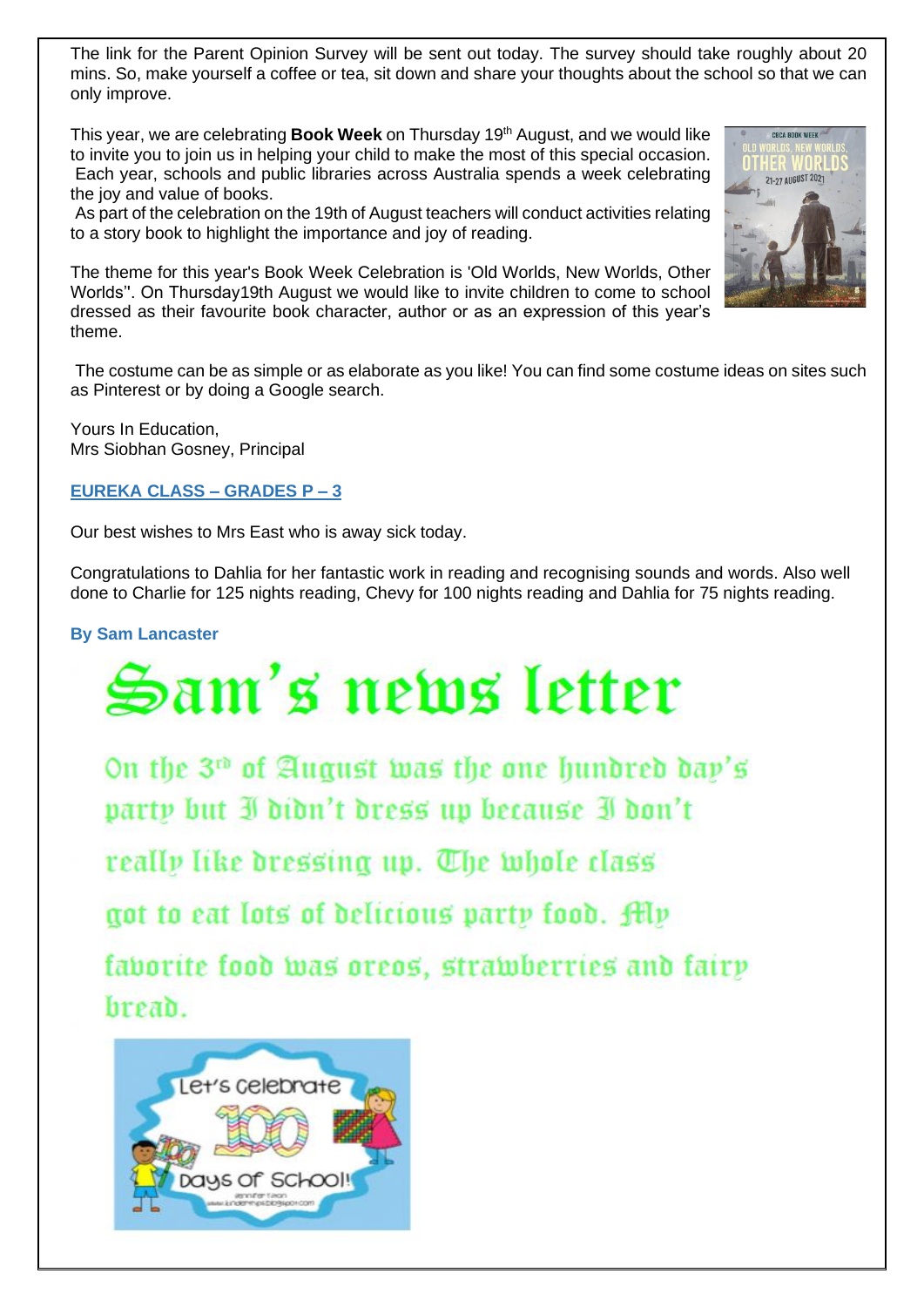The link for the Parent Opinion Survey will be sent out today. The survey should take roughly about 20 mins. So, make yourself a coffee or tea, sit down and share your thoughts about the school so that we can only improve.

This year, we are celebrating **Book Week** on Thursday 19th August, and we would like to invite you to join us in helping your child to make the most of this special occasion. Each year, schools and public libraries across Australia spends a week celebrating the joy and value of books.

As part of the celebration on the 19th of August teachers will conduct activities relating to a story book to highlight the importance and joy of reading.

The theme for this year's Book Week Celebration is 'Old Worlds, New Worlds, Other Worlds''. On Thursday19th August we would like to invite children to come to school dressed as their favourite book character, author or as an expression of this year's theme.

The costume can be as simple or as elaborate as you like! You can find some costume ideas on sites such as Pinterest or by doing a Google search.

Yours In Education,
Mrs Siobhan Gosney, Principal

## EUREKA CLASS – GRADES P – 3

Our best wishes to Mrs East who is away sick today.

Congratulations to Dahlia for her fantastic work in reading and recognising sounds and words. Also well done to Charlie for 125 nights reading, Chevy for 100 nights reading and Dahlia for 75 nights reading.

**By Sam Lancaster**

# Sam's news letter

On the 3rd of August was the one hundred day's party but I didn't dress up because I don't really like dressing up. The whole class got to eat lots of delicious party food. My favorite food was oreos, strawberries and fairy bread.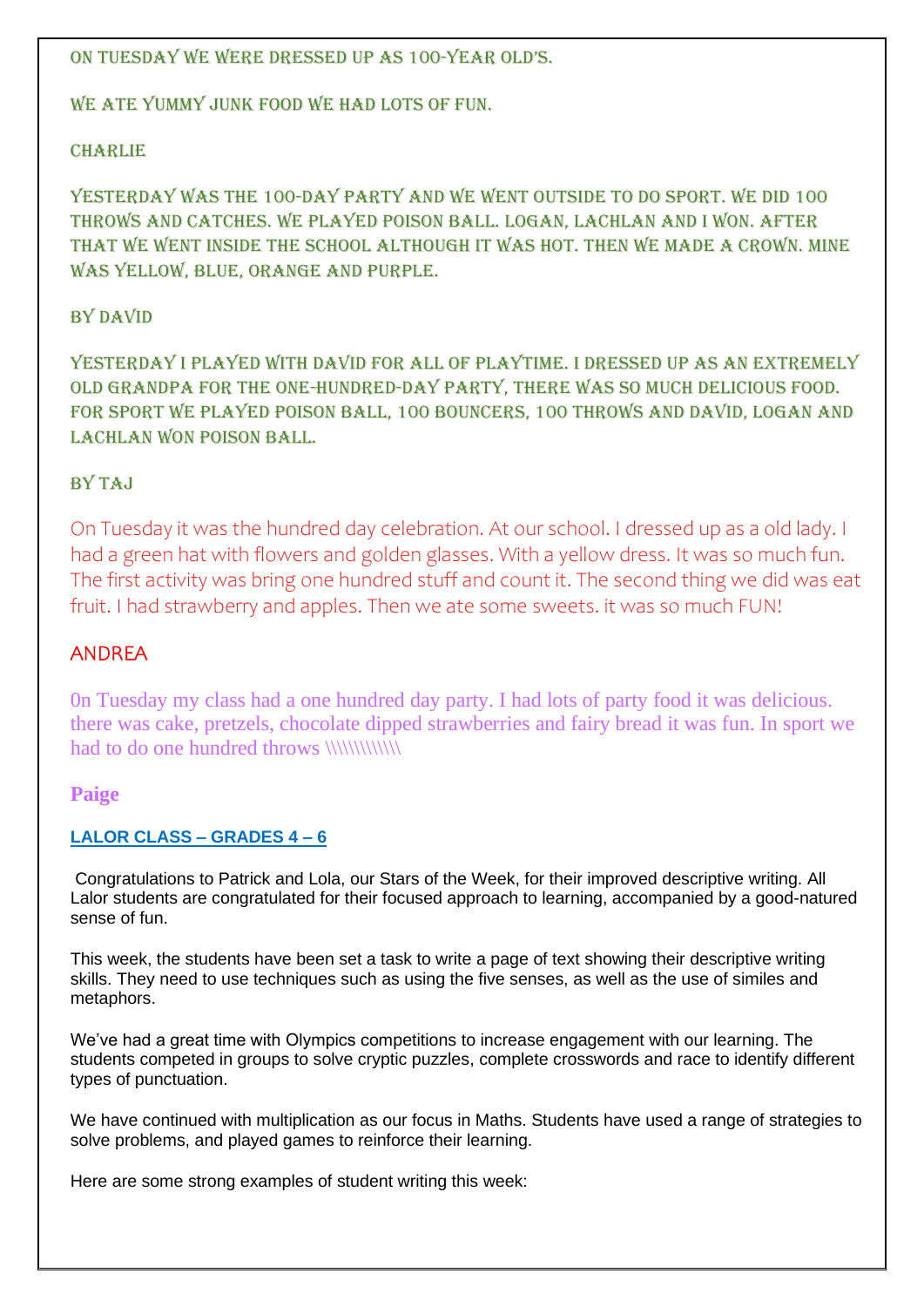On Tuesday we were dressed up as 100-year old's.

We ate yummy junk food we had lots of fun.

Charlie

Yesterday was the 100-day party and we went outside to do sport. We did 100 throws and catches. We played poison ball. Logan, Lachlan and I won. After that we went inside the school although it was hot. Then we made a crown. Mine was yellow, blue, orange and purple.

By David

Yesterday I played with David for all of playtime. I dressed up as an extremely old grandpa for the one-hundred-day party, there was so much delicious food. For sport we played poison ball, 100 bouncers, 100 throws and David, Logan and Lachlan won poison ball.

By Taj

On Tuesday it was the hundred day celebration. At our school. I dressed up as a old lady. I had a green hat with flowers and golden glasses. With a yellow dress. It was so much fun. The first activity was bring one hundred stuff and count it. The second thing we did was eat fruit. I had strawberry and apples. Then we ate some sweets. it was so much FUN!

ANDREA

0n Tuesday my class had a one hundred day party. I had lots of party food it was delicious. there was cake, pretzels, chocolate dipped strawberries and fairy bread it was fun. In sport we had to do one hundred throws \\\\\\\\\\\\\\

**Paige**

**LALOR CLASS – GRADES 4 – 6**

Congratulations to Patrick and Lola, our Stars of the Week, for their improved descriptive writing. All Lalor students are congratulated for their focused approach to learning, accompanied by a good-natured sense of fun.

This week, the students have been set a task to write a page of text showing their descriptive writing skills. They need to use techniques such as using the five senses, as well as the use of similes and metaphors.

We've had a great time with Olympics competitions to increase engagement with our learning. The students competed in groups to solve cryptic puzzles, complete crosswords and race to identify different types of punctuation.

We have continued with multiplication as our focus in Maths. Students have used a range of strategies to solve problems, and played games to reinforce their learning.

Here are some strong examples of student writing this week: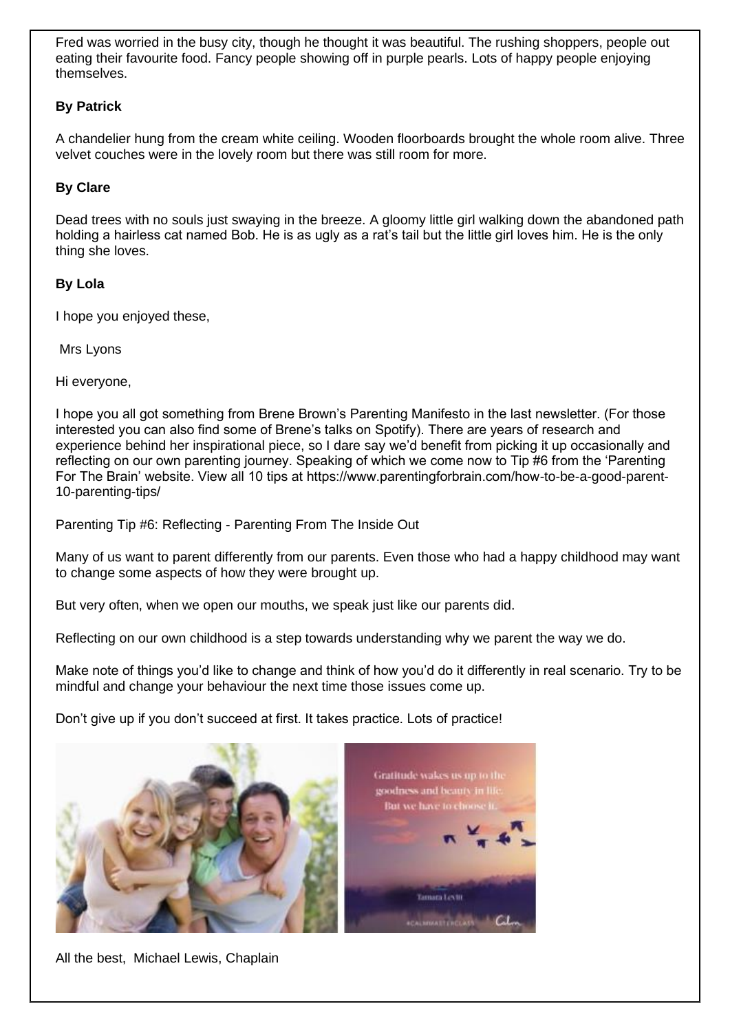Fred was worried in the busy city, though he thought it was beautiful. The rushing shoppers, people out eating their favourite food. Fancy people showing off in purple pearls. Lots of happy people enjoying themselves.

**By Patrick**

A chandelier hung from the cream white ceiling. Wooden floorboards brought the whole room alive. Three velvet couches were in the lovely room but there was still room for more.

**By Clare**

Dead trees with no souls just swaying in the breeze. A gloomy little girl walking down the abandoned path holding a hairless cat named Bob. He is as ugly as a rat's tail but the little girl loves him. He is the only thing she loves.

**By Lola**

I hope you enjoyed these,

Mrs Lyons

Hi everyone,

I hope you all got something from Brene Brown's Parenting Manifesto in the last newsletter. (For those interested you can also find some of Brene's talks on Spotify). There are years of research and experience behind her inspirational piece, so I dare say we'd benefit from picking it up occasionally and reflecting on our own parenting journey. Speaking of which we come now to Tip #6 from the 'Parenting For The Brain' website. View all 10 tips at https://www.parentingforbrain.com/how-to-be-a-good-parent-10-parenting-tips/

Parenting Tip #6: Reflecting - Parenting From The Inside Out

Many of us want to parent differently from our parents. Even those who had a happy childhood may want to change some aspects of how they were brought up.

But very often, when we open our mouths, we speak just like our parents did.

Reflecting on our own childhood is a step towards understanding why we parent the way we do.

Make note of things you'd like to change and think of how you'd do it differently in real scenario. Try to be mindful and change your behaviour the next time those issues come up.

Don't give up if you don't succeed at first. It takes practice. Lots of practice!

All the best, Michael Lewis, Chaplain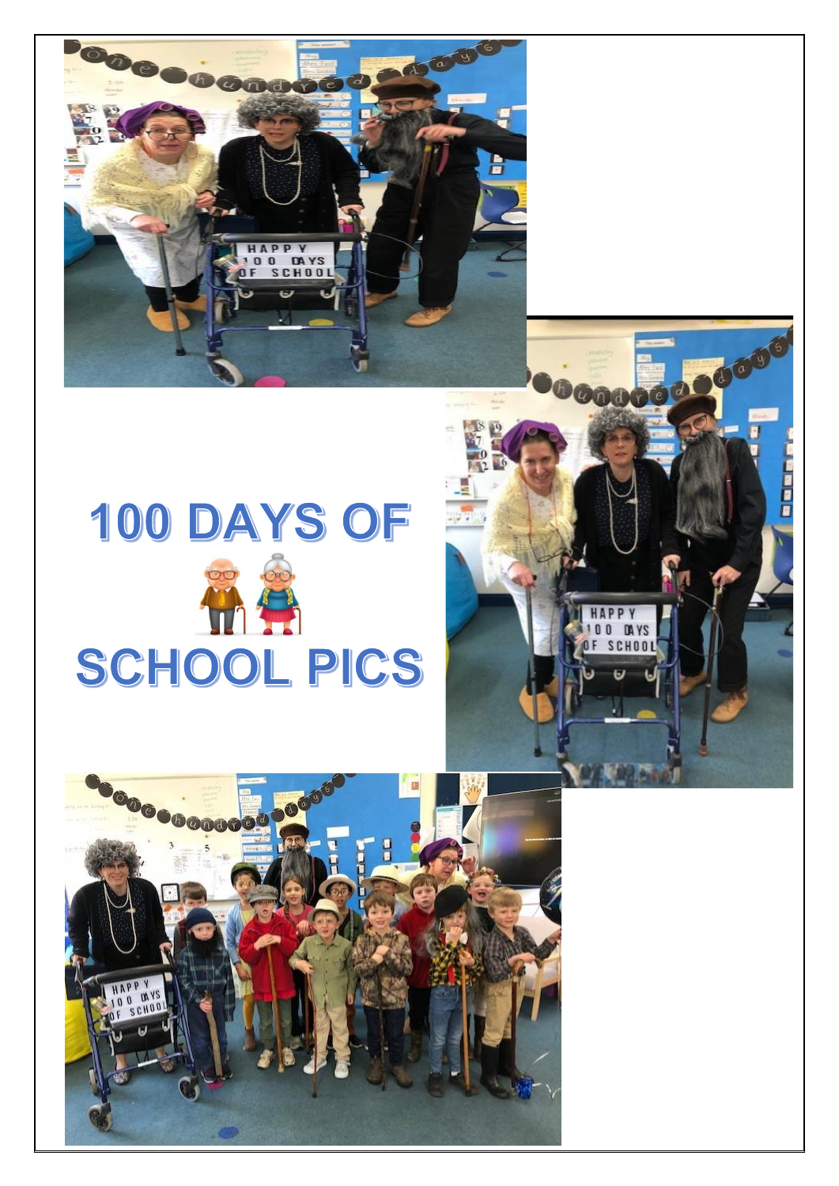# 100 DAYS OF SCHOOL PICS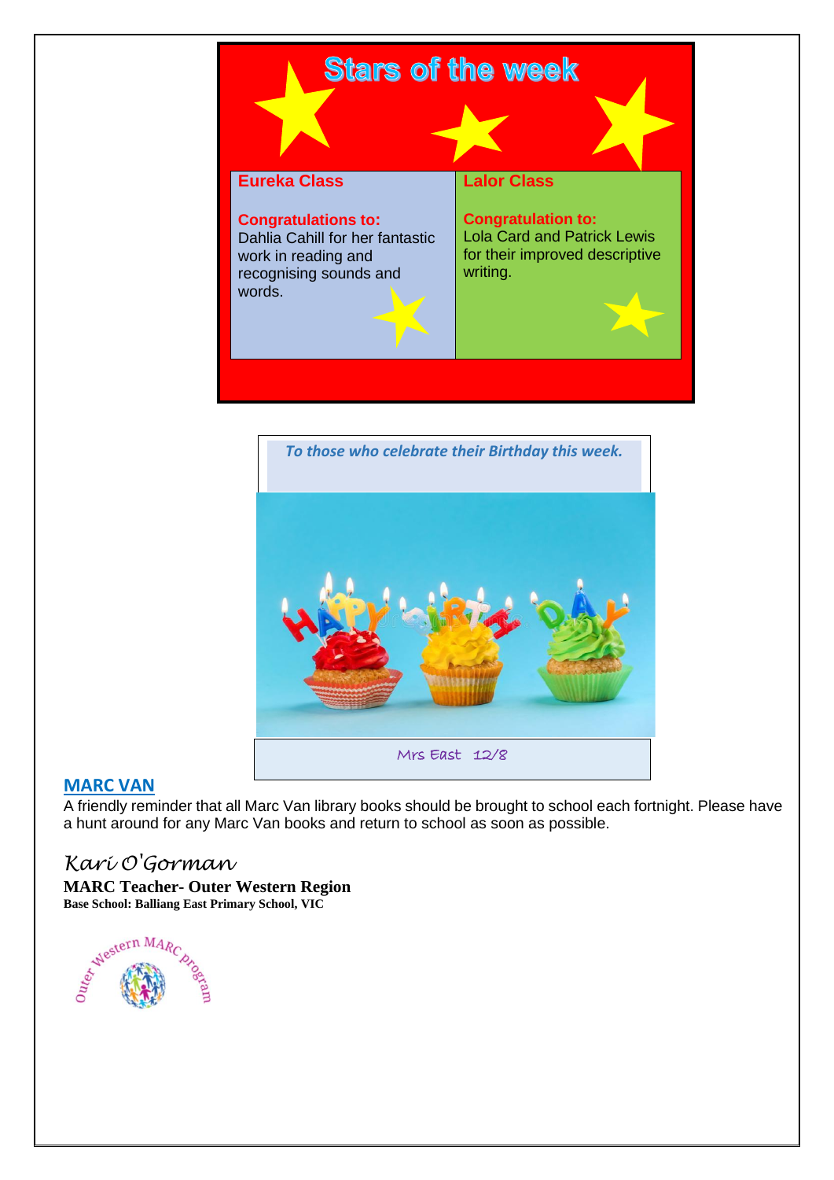## Stars of the week

| Eureka Class | Lalor Class |
| --- | --- |
| **Congratulations to:** Dahlia Cahill for her fantastic work in reading and recognising sounds and words. | **Congratulation to:** Lola Card and Patrick Lewis for their improved descriptive writing. |

*To those who celebrate their Birthday this week.*

Mrs East 12/8

## MARC VAN

A friendly reminder that all Marc Van library books should be brought to school each fortnight. Please have a hunt around for any Marc Van books and return to school as soon as possible.

*Kari O'Gorman*

**MARC Teacher- Outer Western Region**

**Base School: Balliang East Primary School, VIC**

Outer Western MARC program